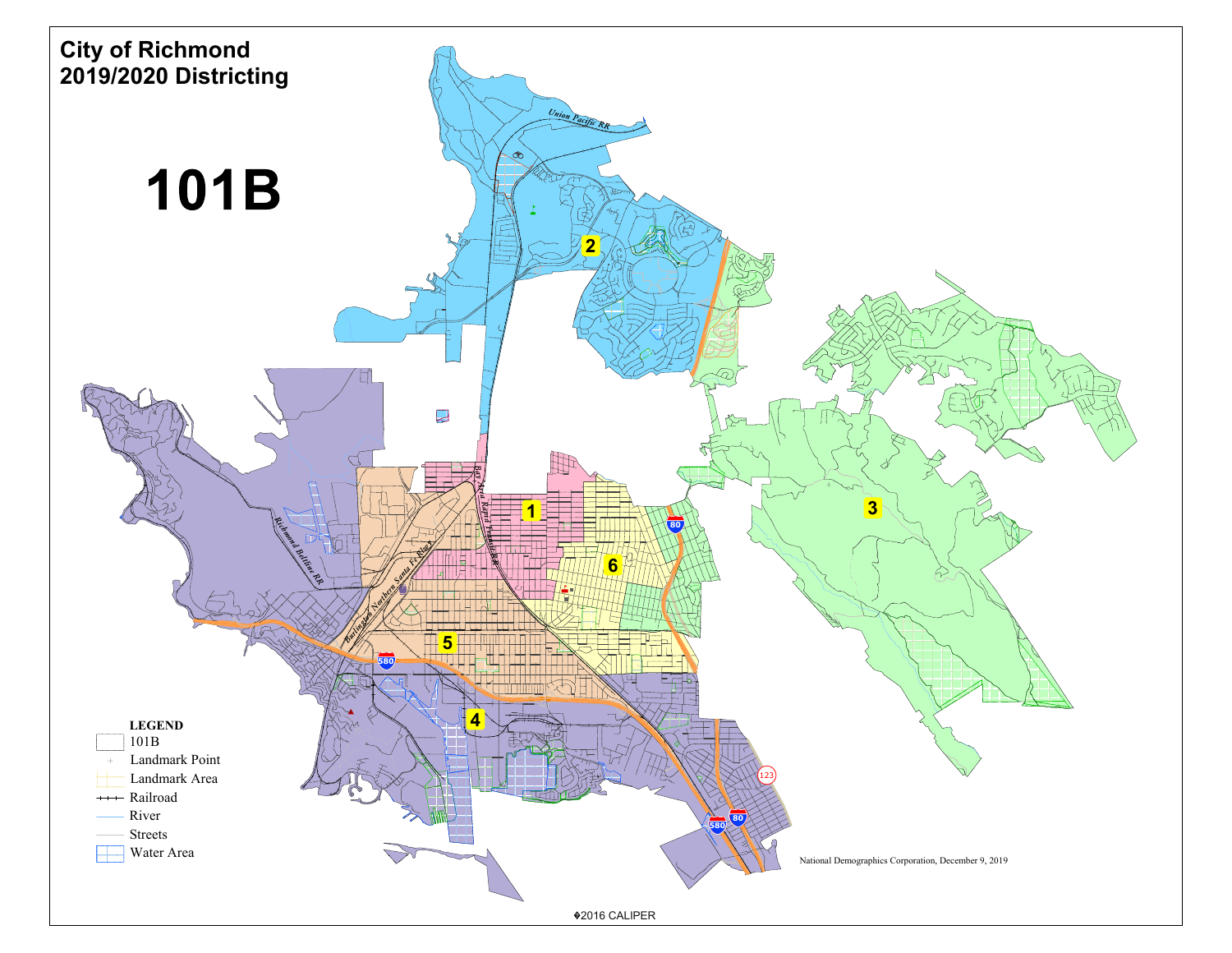# City of Richmond
# 2019/2020 Districting

# 101B

Union Pacific RR

2

Richmond Belt Line RR

Burlington Northern Santa Fe Rlwy

Bay Area Rapid Transit RR

1

80

6

3

5

580

4

123

580

80

**LEGEND**

- 101B
- Landmark Point
- Landmark Area
- Railroad
- River
- Streets
- Water Area

National Demographics Corporation, December 9, 2019

©2016 CALIPER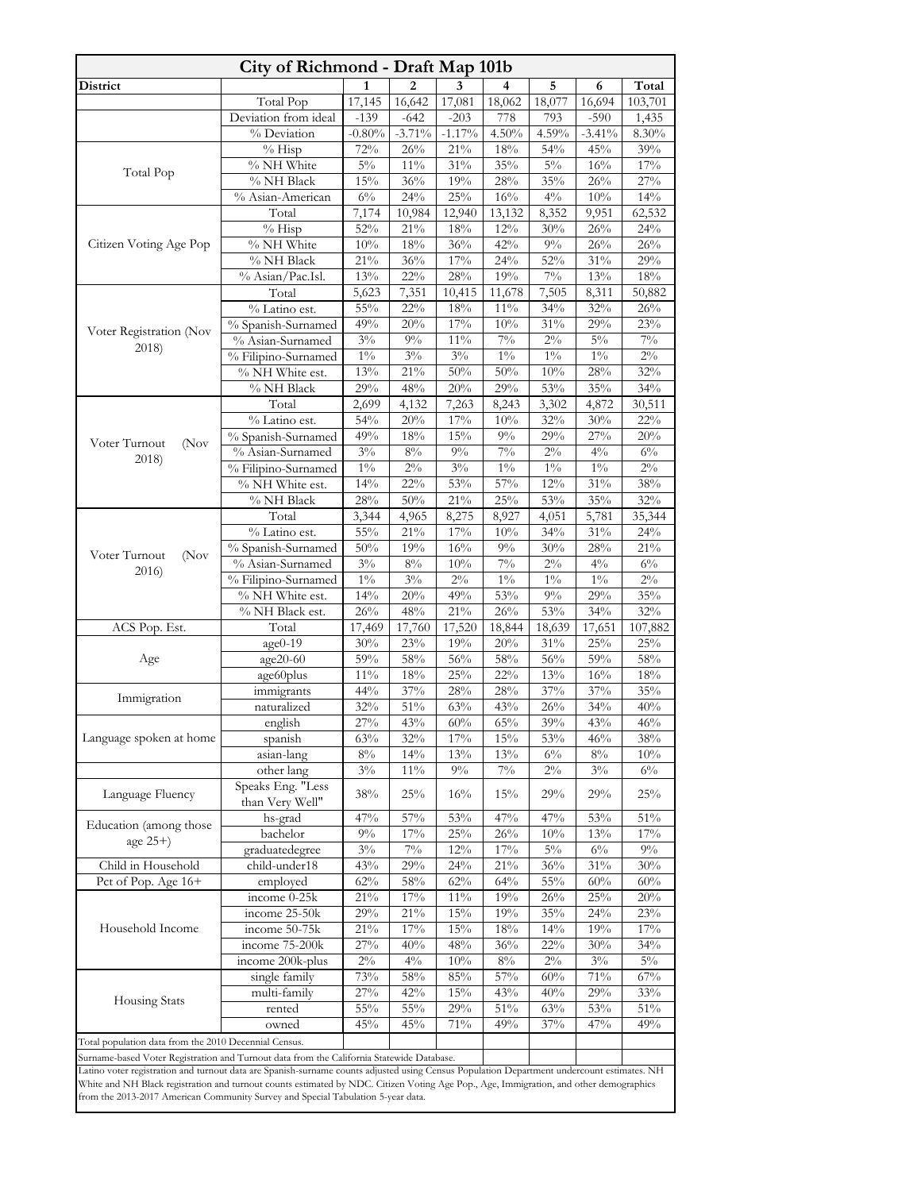# City of Richmond - Draft Map 101b

| District | | 1 | 2 | 3 | 4 | 5 | 6 | Total |
|---|---|---|---|---|---|---|---|---|
| | Total Pop | 17,145 | 16,642 | 17,081 | 18,062 | 18,077 | 16,694 | 103,701 |
| | Deviation from ideal | -139 | -642 | -203 | 778 | 793 | -590 | 1,435 |
| | % Deviation | -0.80% | -3.71% | -1.17% | 4.50% | 4.59% | -3.41% | 8.30% |
| Total Pop | % Hisp | 72% | 26% | 21% | 18% | 54% | 45% | 39% |
| | % NH White | 5% | 11% | 31% | 35% | 5% | 16% | 17% |
| | % NH Black | 15% | 36% | 19% | 28% | 35% | 26% | 27% |
| | % Asian-American | 6% | 24% | 25% | 16% | 4% | 10% | 14% |
| Citizen Voting Age Pop | Total | 7,174 | 10,984 | 12,940 | 13,132 | 8,352 | 9,951 | 62,532 |
| | % Hisp | 52% | 21% | 18% | 12% | 30% | 26% | 24% |
| | % NH White | 10% | 18% | 36% | 42% | 9% | 26% | 26% |
| | % NH Black | 21% | 36% | 17% | 24% | 52% | 31% | 29% |
| | % Asian/Pac.Isl. | 13% | 22% | 28% | 19% | 7% | 13% | 18% |
| Voter Registration (Nov 2018) | Total | 5,623 | 7,351 | 10,415 | 11,678 | 7,505 | 8,311 | 50,882 |
| | % Latino est. | 55% | 22% | 18% | 11% | 34% | 32% | 26% |
| | % Spanish-Surnamed | 49% | 20% | 17% | 10% | 31% | 29% | 23% |
| | % Asian-Surnamed | 3% | 9% | 11% | 7% | 2% | 5% | 7% |
| | % Filipino-Surnamed | 1% | 3% | 3% | 1% | 1% | 1% | 2% |
| | % NH White est. | 13% | 21% | 50% | 50% | 10% | 28% | 32% |
| | % NH Black | 29% | 48% | 20% | 29% | 53% | 35% | 34% |
| Voter Turnout (Nov 2018) | Total | 2,699 | 4,132 | 7,263 | 8,243 | 3,302 | 4,872 | 30,511 |
| | % Latino est. | 54% | 20% | 17% | 10% | 32% | 30% | 22% |
| | % Spanish-Surnamed | 49% | 18% | 15% | 9% | 29% | 27% | 20% |
| | % Asian-Surnamed | 3% | 8% | 9% | 7% | 2% | 4% | 6% |
| | % Filipino-Surnamed | 1% | 2% | 3% | 1% | 1% | 1% | 2% |
| | % NH White est. | 14% | 22% | 53% | 57% | 12% | 31% | 38% |
| | % NH Black | 28% | 50% | 21% | 25% | 53% | 35% | 32% |
| Voter Turnout (Nov 2016) | Total | 3,344 | 4,965 | 8,275 | 8,927 | 4,051 | 5,781 | 35,344 |
| | % Latino est. | 55% | 21% | 17% | 10% | 34% | 31% | 24% |
| | % Spanish-Surnamed | 50% | 19% | 16% | 9% | 30% | 28% | 21% |
| | % Asian-Surnamed | 3% | 8% | 10% | 7% | 2% | 4% | 6% |
| | % Filipino-Surnamed | 1% | 3% | 2% | 1% | 1% | 1% | 2% |
| | % NH White est. | 14% | 20% | 49% | 53% | 9% | 29% | 35% |
| | % NH Black est. | 26% | 48% | 21% | 26% | 53% | 34% | 32% |
| ACS Pop. Est. | Total | 17,469 | 17,760 | 17,520 | 18,844 | 18,639 | 17,651 | 107,882 |
| Age | age0-19 | 30% | 23% | 19% | 20% | 31% | 25% | 25% |
| | age20-60 | 59% | 58% | 56% | 58% | 56% | 59% | 58% |
| | age60plus | 11% | 18% | 25% | 22% | 13% | 16% | 18% |
| Immigration | immigrants | 44% | 37% | 28% | 28% | 37% | 37% | 35% |
| | naturalized | 32% | 51% | 63% | 43% | 26% | 34% | 40% |
| Language spoken at home | english | 27% | 43% | 60% | 65% | 39% | 43% | 46% |
| | spanish | 63% | 32% | 17% | 15% | 53% | 46% | 38% |
| | asian-lang | 8% | 14% | 13% | 13% | 6% | 8% | 10% |
| | other lang | 3% | 11% | 9% | 7% | 2% | 3% | 6% |
| Language Fluency | Speaks Eng. "Less than Very Well" | 38% | 25% | 16% | 15% | 29% | 29% | 25% |
| Education (among those age 25+) | hs-grad | 47% | 57% | 53% | 47% | 47% | 53% | 51% |
| | bachelor | 9% | 17% | 25% | 26% | 10% | 13% | 17% |
| | graduatedegree | 3% | 7% | 12% | 17% | 5% | 6% | 9% |
| Child in Household | child-under18 | 43% | 29% | 24% | 21% | 36% | 31% | 30% |
| Pct of Pop. Age 16+ | employed | 62% | 58% | 62% | 64% | 55% | 60% | 60% |
| Household Income | income 0-25k | 21% | 17% | 11% | 19% | 26% | 25% | 20% |
| | income 25-50k | 29% | 21% | 15% | 19% | 35% | 24% | 23% |
| | income 50-75k | 21% | 17% | 15% | 18% | 14% | 19% | 17% |
| | income 75-200k | 27% | 40% | 48% | 36% | 22% | 30% | 34% |
| | income 200k-plus | 2% | 4% | 10% | 8% | 2% | 3% | 5% |
| Housing Stats | single family | 73% | 58% | 85% | 57% | 60% | 71% | 67% |
| | multi-family | 27% | 42% | 15% | 43% | 40% | 29% | 33% |
| | rented | 55% | 55% | 29% | 51% | 63% | 53% | 51% |
| | owned | 45% | 45% | 71% | 49% | 37% | 47% | 49% |

Total population data from the 2010 Decennial Census.

Surname-based Voter Registration and Turnout data from the California Statewide Database.

Latino voter registration and turnout data are Spanish-surname counts adjusted using Census Population Department undercount estimates. NH White and NH Black registration and turnout counts estimated by NDC. Citizen Voting Age Pop., Age, Immigration, and other demographics from the 2013-2017 American Community Survey and Special Tabulation 5-year data.